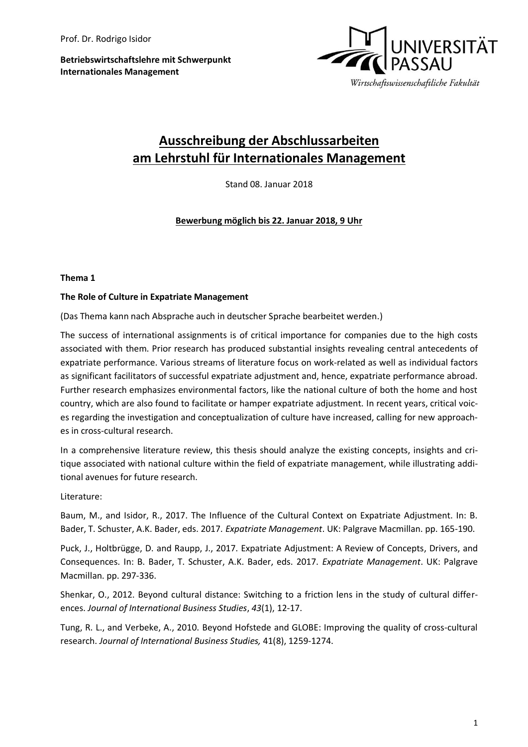Prof. Dr. Rodrigo Isidor

**Betriebswirtschaftslehre mit Schwerpunkt Internationales Management**

UNIVERSITÄT PASSAU
Wirtschaftswissenschaftliche Fakultät

# Ausschreibung der Abschlussarbeiten am Lehrstuhl für Internationales Management

Stand 08. Januar 2018

**Bewerbung möglich bis 22. Januar 2018, 9 Uhr**

**Thema 1**

**The Role of Culture in Expatriate Management**

(Das Thema kann nach Absprache auch in deutscher Sprache bearbeitet werden.)

The success of international assignments is of critical importance for companies due to the high costs associated with them. Prior research has produced substantial insights revealing central antecedents of expatriate performance. Various streams of literature focus on work-related as well as individual factors as significant facilitators of successful expatriate adjustment and, hence, expatriate performance abroad. Further research emphasizes environmental factors, like the national culture of both the home and host country, which are also found to facilitate or hamper expatriate adjustment. In recent years, critical voices regarding the investigation and conceptualization of culture have increased, calling for new approaches in cross-cultural research.

In a comprehensive literature review, this thesis should analyze the existing concepts, insights and critique associated with national culture within the field of expatriate management, while illustrating additional avenues for future research.

Literature:

Baum, M., and Isidor, R., 2017. The Influence of the Cultural Context on Expatriate Adjustment. In: B. Bader, T. Schuster, A.K. Bader, eds. 2017. *Expatriate Management*. UK: Palgrave Macmillan. pp. 165-190.

Puck, J., Holtbrügge, D. and Raupp, J., 2017. Expatriate Adjustment: A Review of Concepts, Drivers, and Consequences. In: B. Bader, T. Schuster, A.K. Bader, eds. 2017. *Expatriate Management*. UK: Palgrave Macmillan. pp. 297-336.

Shenkar, O., 2012. Beyond cultural distance: Switching to a friction lens in the study of cultural differences. *Journal of International Business Studies*, *43*(1), 12-17.

Tung, R. L., and Verbeke, A., 2010. Beyond Hofstede and GLOBE: Improving the quality of cross-cultural research. *Journal of International Business Studies,* 41(8), 1259-1274.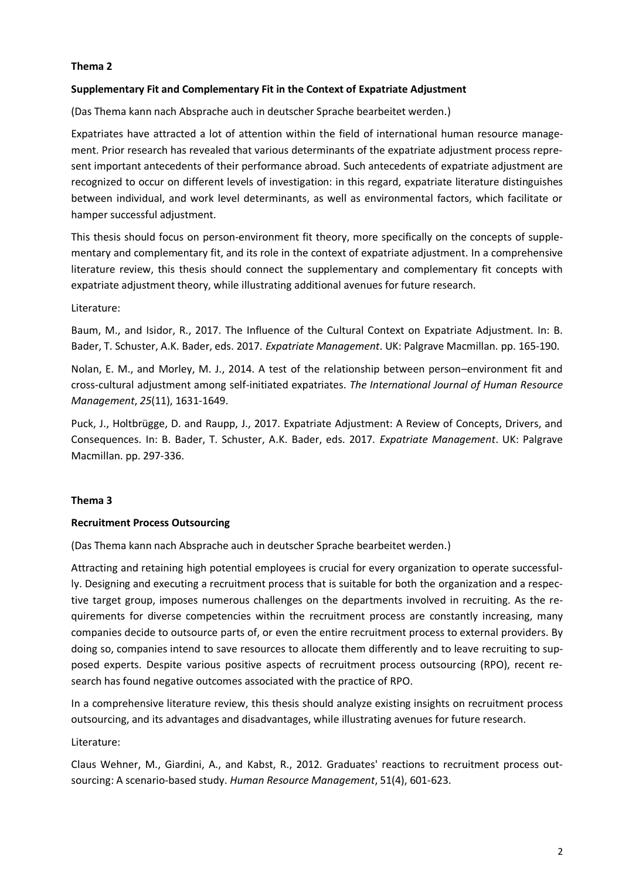## Thema 2

### Supplementary Fit and Complementary Fit in the Context of Expatriate Adjustment

(Das Thema kann nach Absprache auch in deutscher Sprache bearbeitet werden.)

Expatriates have attracted a lot of attention within the field of international human resource management. Prior research has revealed that various determinants of the expatriate adjustment process represent important antecedents of their performance abroad. Such antecedents of expatriate adjustment are recognized to occur on different levels of investigation: in this regard, expatriate literature distinguishes between individual, and work level determinants, as well as environmental factors, which facilitate or hamper successful adjustment.

This thesis should focus on person-environment fit theory, more specifically on the concepts of supplementary and complementary fit, and its role in the context of expatriate adjustment. In a comprehensive literature review, this thesis should connect the supplementary and complementary fit concepts with expatriate adjustment theory, while illustrating additional avenues for future research.

Literature:

Baum, M., and Isidor, R., 2017. The Influence of the Cultural Context on Expatriate Adjustment. In: B. Bader, T. Schuster, A.K. Bader, eds. 2017. *Expatriate Management*. UK: Palgrave Macmillan. pp. 165-190.

Nolan, E. M., and Morley, M. J., 2014. A test of the relationship between person–environment fit and cross-cultural adjustment among self-initiated expatriates. *The International Journal of Human Resource Management*, *25*(11), 1631-1649.

Puck, J., Holtbrügge, D. and Raupp, J., 2017. Expatriate Adjustment: A Review of Concepts, Drivers, and Consequences. In: B. Bader, T. Schuster, A.K. Bader, eds. 2017. *Expatriate Management*. UK: Palgrave Macmillan. pp. 297-336.

## Thema 3

### Recruitment Process Outsourcing

(Das Thema kann nach Absprache auch in deutscher Sprache bearbeitet werden.)

Attracting and retaining high potential employees is crucial for every organization to operate successfully. Designing and executing a recruitment process that is suitable for both the organization and a respective target group, imposes numerous challenges on the departments involved in recruiting. As the requirements for diverse competencies within the recruitment process are constantly increasing, many companies decide to outsource parts of, or even the entire recruitment process to external providers. By doing so, companies intend to save resources to allocate them differently and to leave recruiting to supposed experts. Despite various positive aspects of recruitment process outsourcing (RPO), recent research has found negative outcomes associated with the practice of RPO.

In a comprehensive literature review, this thesis should analyze existing insights on recruitment process outsourcing, and its advantages and disadvantages, while illustrating avenues for future research.

Literature:

Claus Wehner, M., Giardini, A., and Kabst, R., 2012. Graduates' reactions to recruitment process outsourcing: A scenario-based study. *Human Resource Management*, 51(4), 601-623.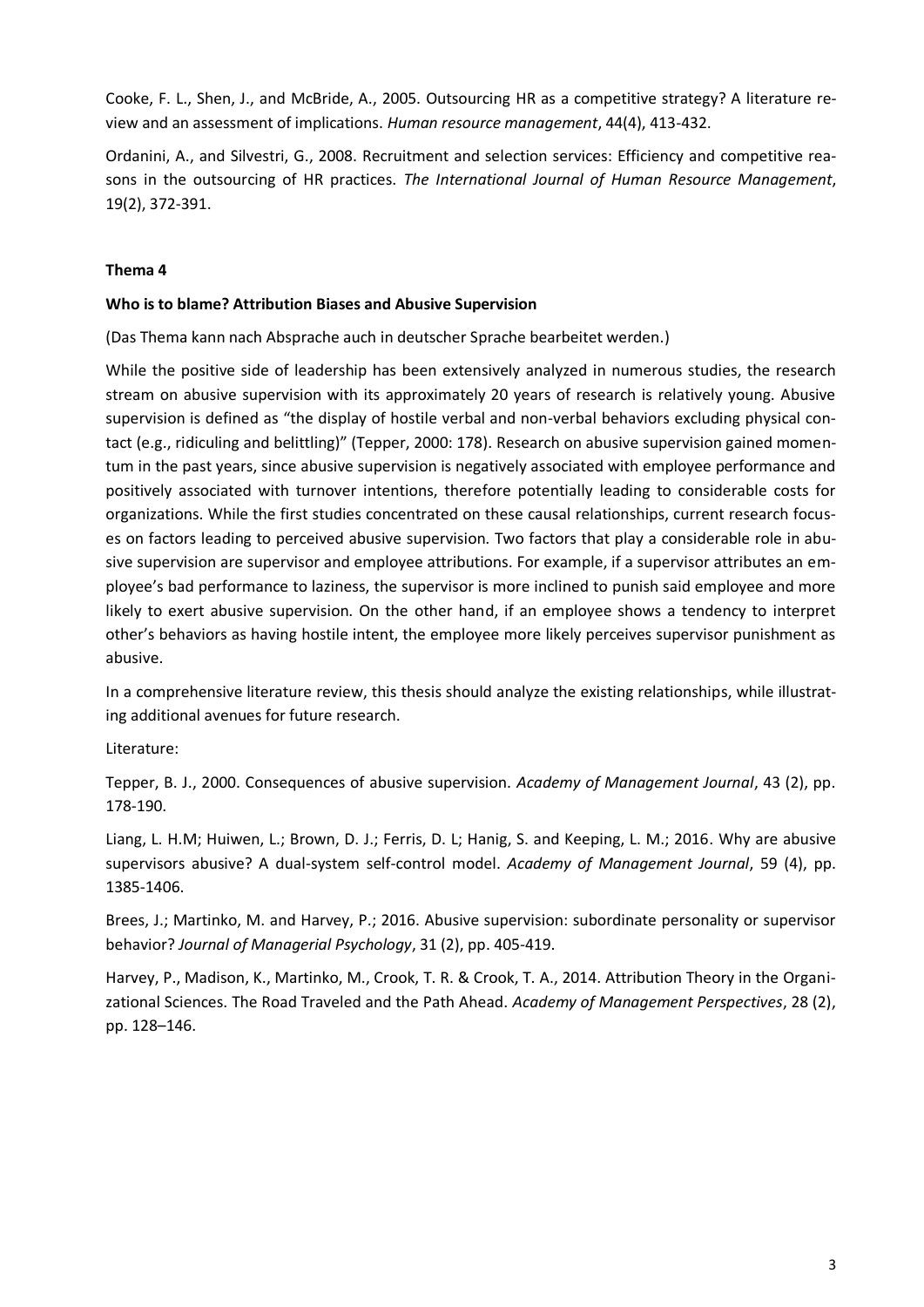Cooke, F. L., Shen, J., and McBride, A., 2005. Outsourcing HR as a competitive strategy? A literature review and an assessment of implications. *Human resource management*, 44(4), 413-432.

Ordanini, A., and Silvestri, G., 2008. Recruitment and selection services: Efficiency and competitive reasons in the outsourcing of HR practices. *The International Journal of Human Resource Management*, 19(2), 372-391.

**Thema 4**

**Who is to blame? Attribution Biases and Abusive Supervision**

(Das Thema kann nach Absprache auch in deutscher Sprache bearbeitet werden.)

While the positive side of leadership has been extensively analyzed in numerous studies, the research stream on abusive supervision with its approximately 20 years of research is relatively young. Abusive supervision is defined as "the display of hostile verbal and non-verbal behaviors excluding physical contact (e.g., ridiculing and belittling)" (Tepper, 2000: 178). Research on abusive supervision gained momentum in the past years, since abusive supervision is negatively associated with employee performance and positively associated with turnover intentions, therefore potentially leading to considerable costs for organizations. While the first studies concentrated on these causal relationships, current research focuses on factors leading to perceived abusive supervision. Two factors that play a considerable role in abusive supervision are supervisor and employee attributions. For example, if a supervisor attributes an employee's bad performance to laziness, the supervisor is more inclined to punish said employee and more likely to exert abusive supervision. On the other hand, if an employee shows a tendency to interpret other's behaviors as having hostile intent, the employee more likely perceives supervisor punishment as abusive.

In a comprehensive literature review, this thesis should analyze the existing relationships, while illustrating additional avenues for future research.

Literature:

Tepper, B. J., 2000. Consequences of abusive supervision. *Academy of Management Journal*, 43 (2), pp. 178-190.

Liang, L. H.M; Huiwen, L.; Brown, D. J.; Ferris, D. L; Hanig, S. and Keeping, L. M.; 2016. Why are abusive supervisors abusive? A dual-system self-control model. *Academy of Management Journal*, 59 (4), pp. 1385-1406.

Brees, J.; Martinko, M. and Harvey, P.; 2016. Abusive supervision: subordinate personality or supervisor behavior? *Journal of Managerial Psychology*, 31 (2), pp. 405-419.

Harvey, P., Madison, K., Martinko, M., Crook, T. R. & Crook, T. A., 2014. Attribution Theory in the Organizational Sciences. The Road Traveled and the Path Ahead. *Academy of Management Perspectives*, 28 (2), pp. 128–146.